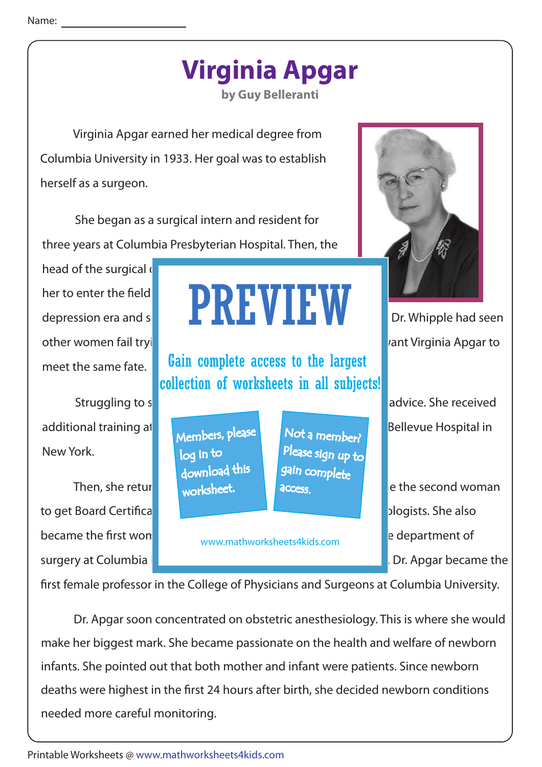Name: ____________________

# Virginia Apgar

**by Guy Belleranti**

Virginia Apgar earned her medical degree from Columbia University in 1933. Her goal was to establish herself as a surgeon.

She began as a surgical intern and resident for three years at Columbia Presbyterian Hospital. Then, the head of the surgical [...] her to enter the field [...] depression era and s[...] Dr. Whipple had seen other women fail tryi[...]ant Virginia Apgar to meet the same fate.

PREVIEW

Gain complete access to the largest collection of worksheets in all subjects!

Members, please log in to download this worksheet.

Not a member? Please sign up to gain complete access.

www.mathworksheets4kids.com

Struggling to s[...] advice. She received additional training at[...] Bellevue Hospital in New York.

Then, she retur[...]e the second woman to get Board Certifica[...]ologists. She also became the first wom[...]e department of surgery at Columbia [...], Dr. Apgar became the first female professor in the College of Physicians and Surgeons at Columbia University.

Dr. Apgar soon concentrated on obstetric anesthesiology. This is where she would make her biggest mark. She became passionate on the health and welfare of newborn infants. She pointed out that both mother and infant were patients. Since newborn deaths were highest in the first 24 hours after birth, she decided newborn conditions needed more careful monitoring.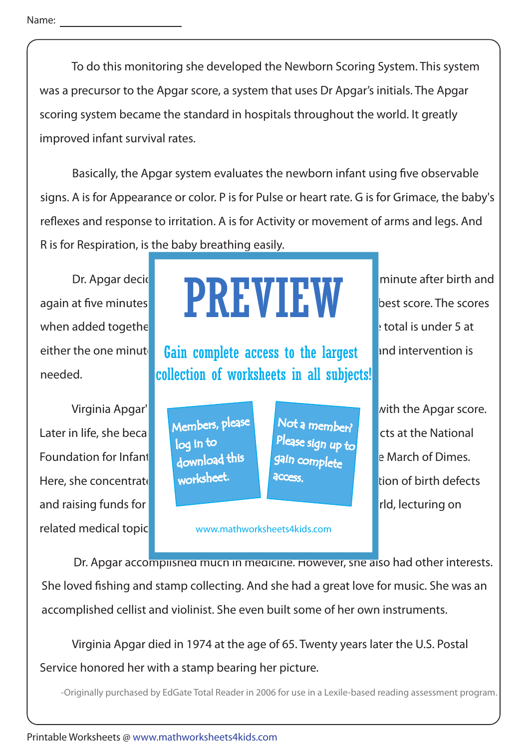Name: ____________________

To do this monitoring she developed the Newborn Scoring System. This system was a precursor to the Apgar score, a system that uses Dr Apgar's initials. The Apgar scoring system became the standard in hospitals throughout the world. It greatly improved infant survival rates.

Basically, the Apgar system evaluates the newborn infant using five observable signs. A is for Appearance or color. P is for Pulse or heart rate. G is for Grimace, the baby's reflexes and response to irritation. A is for Activity or movement of arms and legs. And R is for Respiration, is the baby breathing easily.

Dr. Apgar deci minute after birth and again at five minutes best score. The scores when added togethe total is under 5 at either the one minut and intervention is needed.

Virginia Apgar' with the Apgar score. Later in life, she beca cts at the National Foundation for Infant e March of Dimes. Here, she concentrat tion of birth defects and raising funds for rld, lecturing on related medical topic

Dr. Apgar accomplished much in medicine. However, she also had other interests. She loved fishing and stamp collecting. And she had a great love for music. She was an accomplished cellist and violinist. She even built some of her own instruments.

Virginia Apgar died in 1974 at the age of 65. Twenty years later the U.S. Postal Service honored her with a stamp bearing her picture.

-Originally purchased by EdGate Total Reader in 2006 for use in a Lexile-based reading assessment program.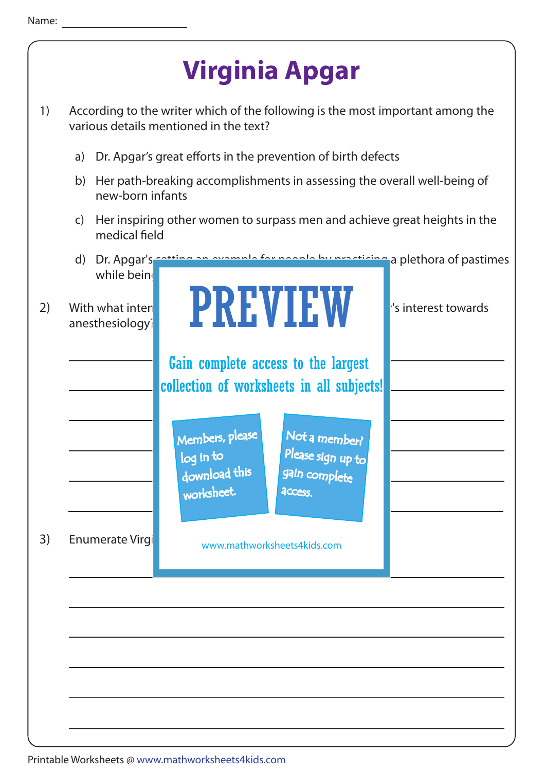Name: ____________________

# Virginia Apgar

1) According to the writer which of the following is the most important among the various details mentioned in the text?

   a) Dr. Apgar's great efforts in the prevention of birth defects

   b) Her path-breaking accomplishments in assessing the overall well-being of new-born infants

   c) Her inspiring other women to surpass men and achieve great heights in the medical field

   d) Dr. Apgar's setting an example for people by practicing a plethora of pastimes while bein

2) With what inten 's interest towards anesthesiology?

______________________________________________________________________

______________________________________________________________________

______________________________________________________________________

______________________________________________________________________

______________________________________________________________________

______________________________________________________________________

3) Enumerate Virgi

______________________________________________________________________

______________________________________________________________________

______________________________________________________________________

______________________________________________________________________

______________________________________________________________________

______________________________________________________________________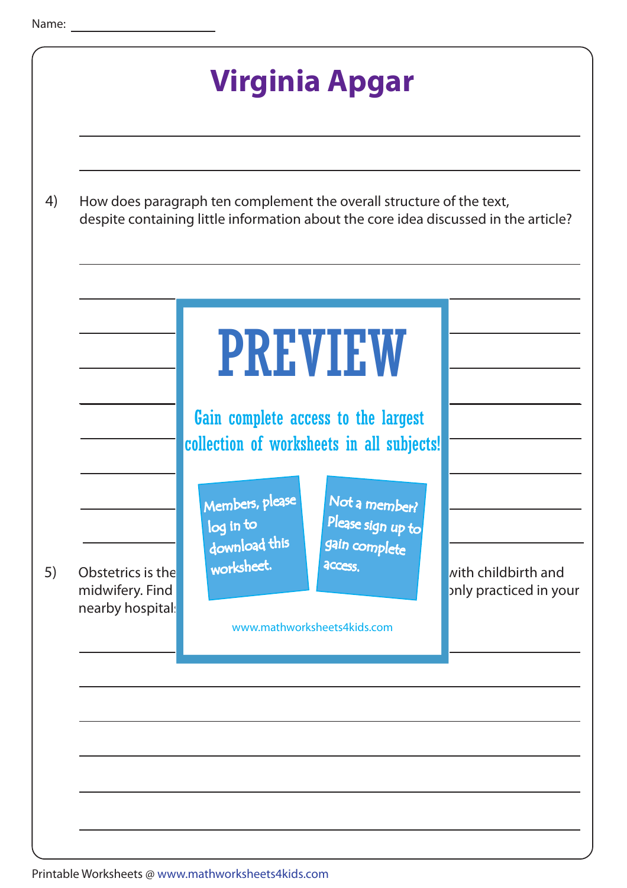Name:

# Virginia Apgar

4) How does paragraph ten complement the overall structure of the text, despite containing little information about the core idea discussed in the article?

PREVIEW

Gain complete access to the largest collection of worksheets in all subjects!

Members, please log in to download this worksheet.

Not a member? Please sign up to gain complete access.

www.mathworksheets4kids.com

5) Obstetrics is the ... with childbirth and midwifery. Find ... only practiced in your nearby hospital...

Printable Worksheets @ www.mathworksheets4kids.com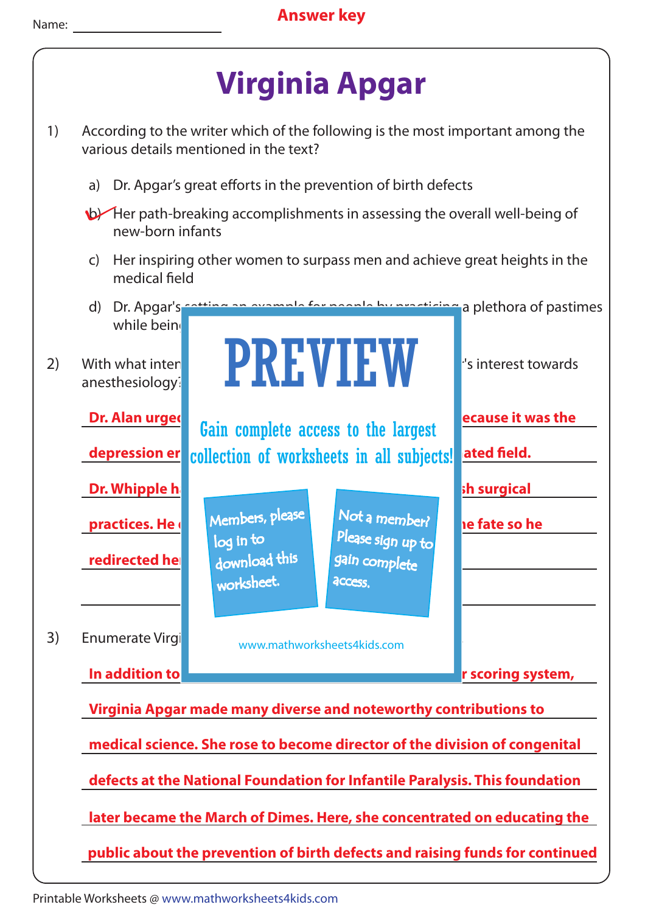Name: ___________________

**Answer key**

# Virginia Apgar

1) According to the writer which of the following is the most important among the various details mentioned in the text?

   a) Dr. Apgar's great efforts in the prevention of birth defects

   b) ✓ Her path-breaking accomplishments in assessing the overall well-being of new-born infants

   c) Her inspiring other women to surpass men and achieve great heights in the medical field

   d) Dr. Apgar's setting an example for people by practicing a plethora of pastimes while bein

2) With what inten 's interest towards anesthesiology?

**Dr. Alan urge ecause it was the**

**depression er ated field.**

**Dr. Whipple h sh surgical**

**practices. He e fate so he**

**redirected he**

3) Enumerate Virgi

**In addition to r scoring system,**

**Virginia Apgar made many diverse and noteworthy contributions to medical science. She rose to become director of the division of congenital defects at the National Foundation for Infantile Paralysis. This foundation later became the March of Dimes. Here, she concentrated on educating the public about the prevention of birth defects and raising funds for continued**

PREVIEW

Gain complete access to the largest collection of worksheets in all subjects!

Members, please log in to download this worksheet.

Not a member? Please sign up to gain complete access.

www.mathworksheets4kids.com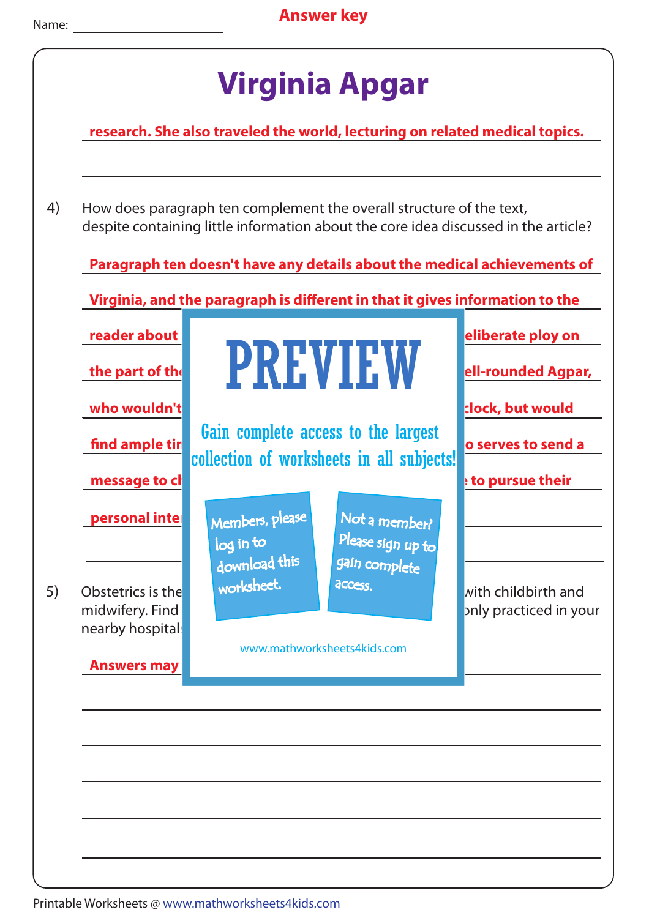Name:

**Answer key**

# Virginia Apgar

**research. She also traveled the world, lecturing on related medical topics.**

4) How does paragraph ten complement the overall structure of the text, despite containing little information about the core idea discussed in the article?

**Paragraph ten doesn't have any details about the medical achievements of Virginia, and the paragraph is different in that it gives information to the reader about** ... **eliberate ploy on the part of th** ... **ell-rounded Agpar, who wouldn't** ... **clock, but would find ample ti** ... **o serves to send a message to c** ... **to pursue their personal inte**

PREVIEW

Gain complete access to the largest collection of worksheets in all subjects!

Members, please log in to download this worksheet.

Not a member? Please sign up to gain complete access.

www.mathworksheets4kids.com

5) Obstetrics is the ... with childbirth and midwifery. Find ... only practiced in your nearby hospital ...

**Answers may** ...

Printable Worksheets @ www.mathworksheets4kids.com